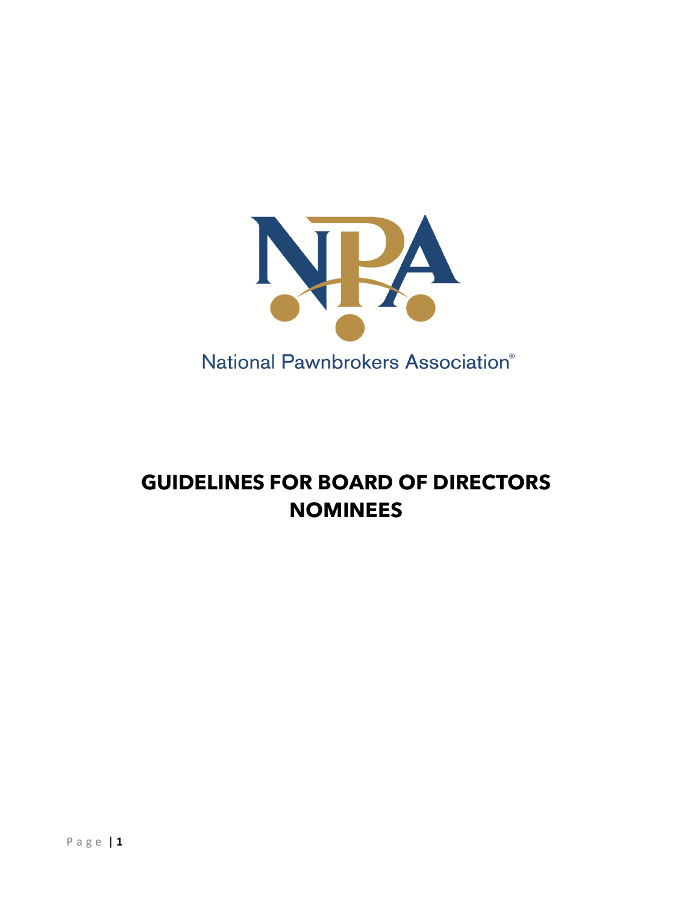National Pawnbrokers Association®

# GUIDELINES FOR BOARD OF DIRECTORS NOMINEES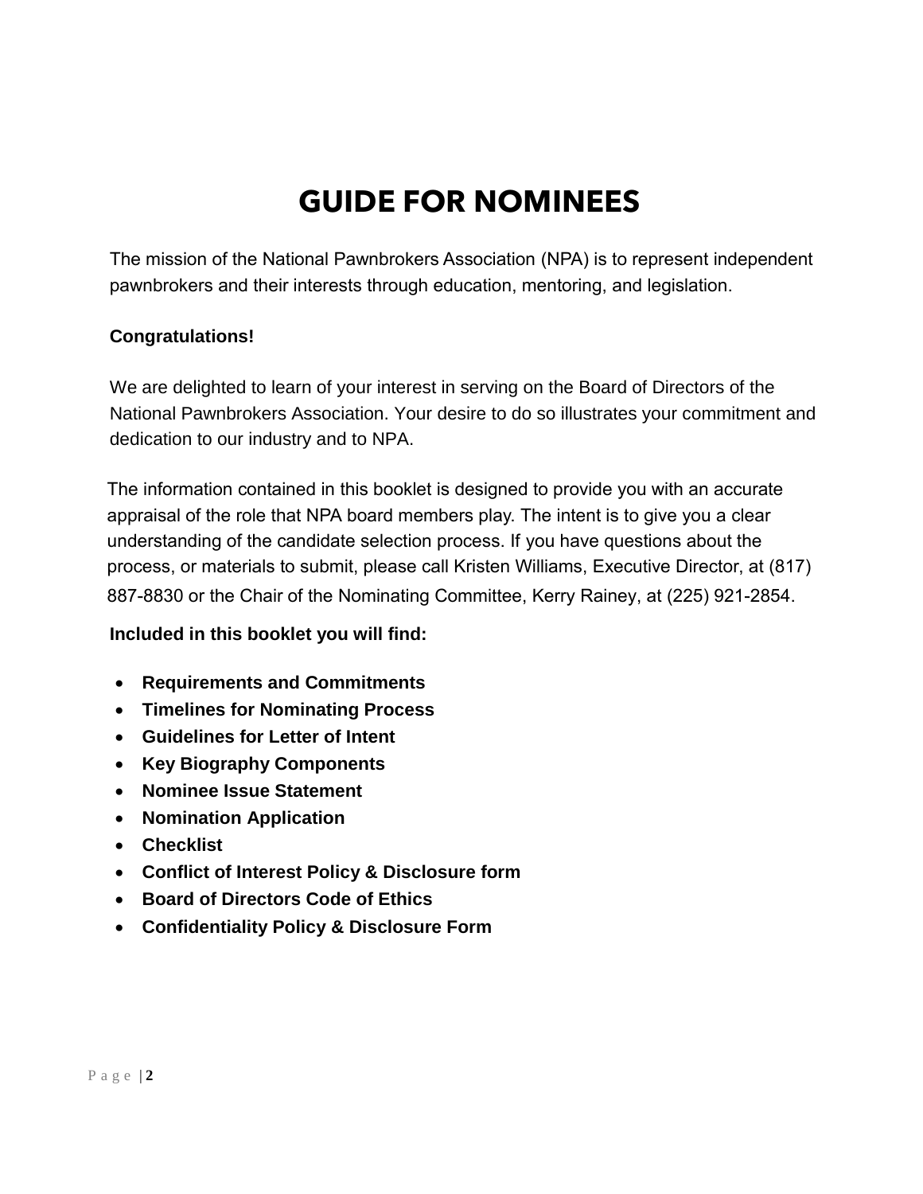# GUIDE FOR NOMINEES

The mission of the National Pawnbrokers Association (NPA) is to represent independent pawnbrokers and their interests through education, mentoring, and legislation.

**Congratulations!**

We are delighted to learn of your interest in serving on the Board of Directors of the National Pawnbrokers Association. Your desire to do so illustrates your commitment and dedication to our industry and to NPA.

The information contained in this booklet is designed to provide you with an accurate appraisal of the role that NPA board members play. The intent is to give you a clear understanding of the candidate selection process. If you have questions about the process, or materials to submit, please call Kristen Williams, Executive Director, at (817) 887-8830 or the Chair of the Nominating Committee, Kerry Rainey, at (225) 921-2854.

**Included in this booklet you will find:**

- **Requirements and Commitments**
- **Timelines for Nominating Process**
- **Guidelines for Letter of Intent**
- **Key Biography Components**
- **Nominee Issue Statement**
- **Nomination Application**
- **Checklist**
- **Conflict of Interest Policy & Disclosure form**
- **Board of Directors Code of Ethics**
- **Confidentiality Policy & Disclosure Form**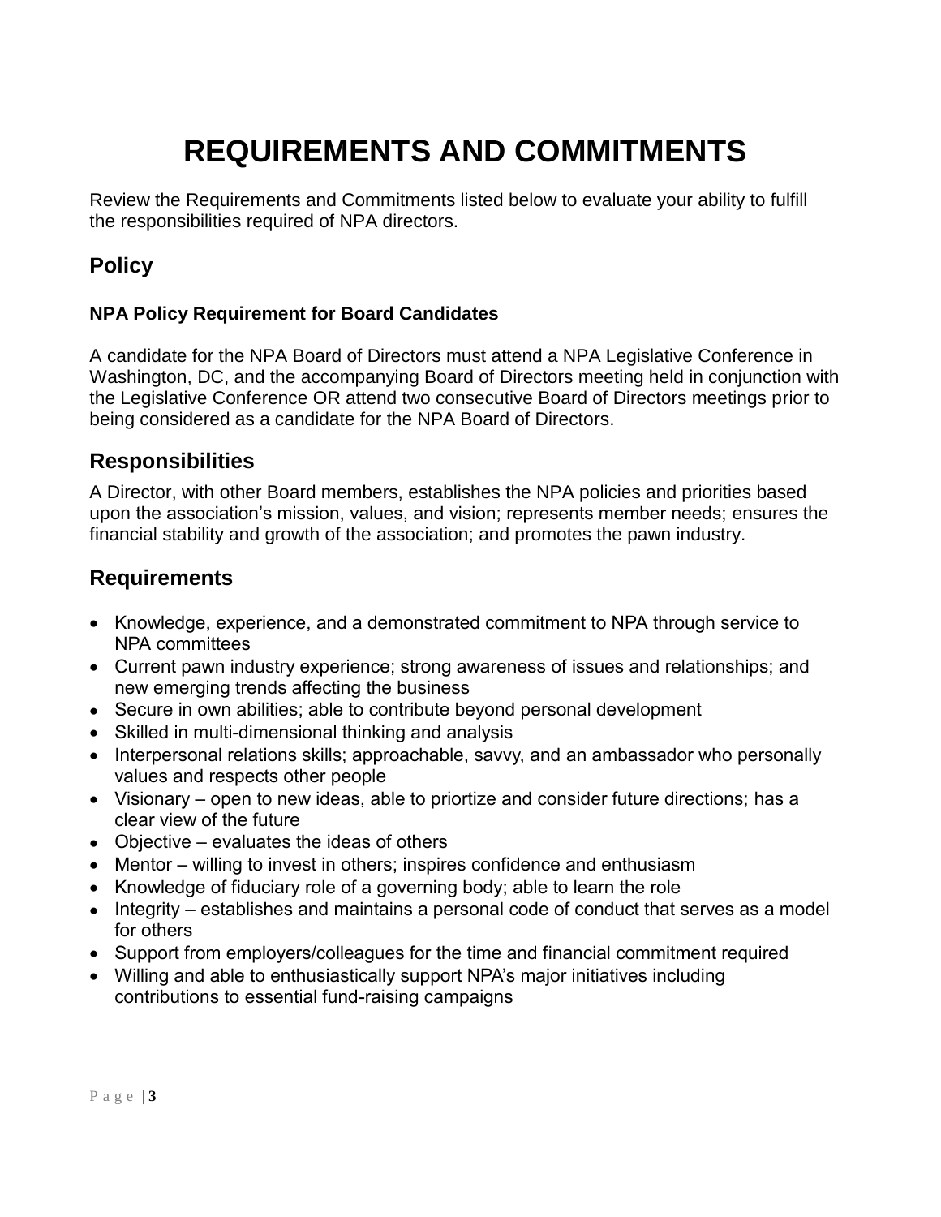# REQUIREMENTS AND COMMITMENTS

Review the Requirements and Commitments listed below to evaluate your ability to fulfill the responsibilities required of NPA directors.

## Policy

### NPA Policy Requirement for Board Candidates

A candidate for the NPA Board of Directors must attend a NPA Legislative Conference in Washington, DC, and the accompanying Board of Directors meeting held in conjunction with the Legislative Conference OR attend two consecutive Board of Directors meetings prior to being considered as a candidate for the NPA Board of Directors.

## Responsibilities

A Director, with other Board members, establishes the NPA policies and priorities based upon the association's mission, values, and vision; represents member needs; ensures the financial stability and growth of the association; and promotes the pawn industry.

## Requirements

- Knowledge, experience, and a demonstrated commitment to NPA through service to NPA committees
- Current pawn industry experience; strong awareness of issues and relationships; and new emerging trends affecting the business
- Secure in own abilities; able to contribute beyond personal development
- Skilled in multi-dimensional thinking and analysis
- Interpersonal relations skills; approachable, savvy, and an ambassador who personally values and respects other people
- Visionary – open to new ideas, able to priortize and consider future directions; has a clear view of the future
- Objective – evaluates the ideas of others
- Mentor – willing to invest in others; inspires confidence and enthusiasm
- Knowledge of fiduciary role of a governing body; able to learn the role
- Integrity – establishes and maintains a personal code of conduct that serves as a model for others
- Support from employers/colleagues for the time and financial commitment required
- Willing and able to enthusiastically support NPA's major initiatives including contributions to essential fund-raising campaigns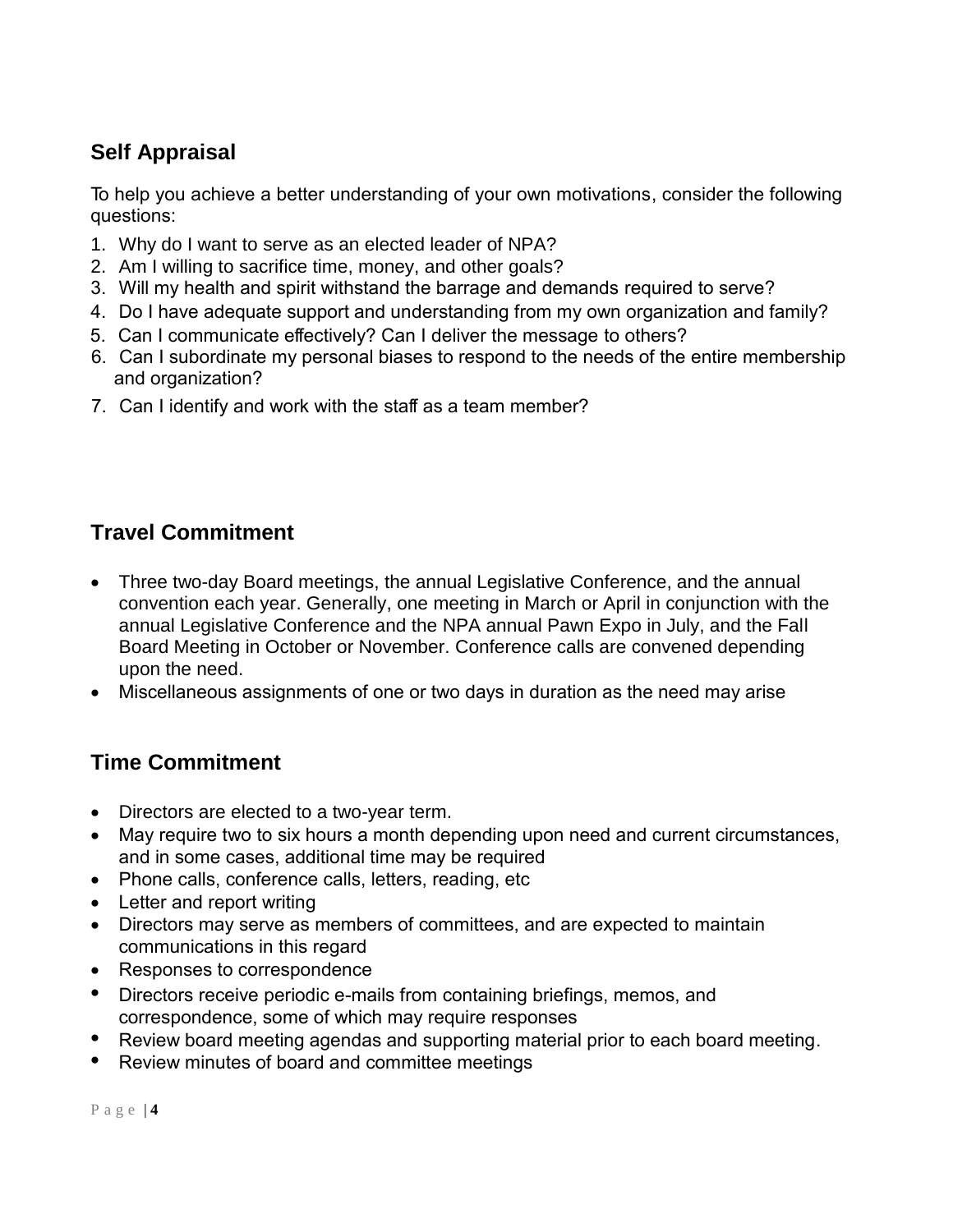## Self Appraisal

To help you achieve a better understanding of your own motivations, consider the following questions:

1. Why do I want to serve as an elected leader of NPA?
2. Am I willing to sacrifice time, money, and other goals?
3. Will my health and spirit withstand the barrage and demands required to serve?
4. Do I have adequate support and understanding from my own organization and family?
5. Can I communicate effectively? Can I deliver the message to others?
6. Can I subordinate my personal biases to respond to the needs of the entire membership and organization?
7. Can I identify and work with the staff as a team member?

## Travel Commitment

- Three two-day Board meetings, the annual Legislative Conference, and the annual convention each year. Generally, one meeting in March or April in conjunction with the annual Legislative Conference and the NPA annual Pawn Expo in July, and the Fall Board Meeting in October or November. Conference calls are convened depending upon the need.
- Miscellaneous assignments of one or two days in duration as the need may arise

## Time Commitment

- Directors are elected to a two-year term.
- May require two to six hours a month depending upon need and current circumstances, and in some cases, additional time may be required
- Phone calls, conference calls, letters, reading, etc
- Letter and report writing
- Directors may serve as members of committees, and are expected to maintain communications in this regard
- Responses to correspondence
- Directors receive periodic e-mails from containing briefings, memos, and correspondence, some of which may require responses
- Review board meeting agendas and supporting material prior to each board meeting.
- Review minutes of board and committee meetings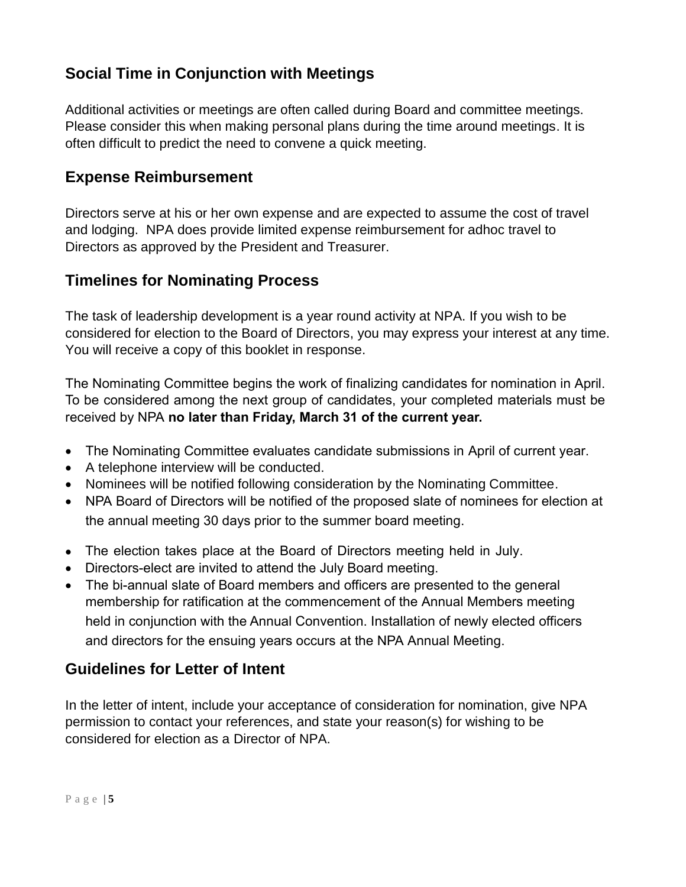## Social Time in Conjunction with Meetings

Additional activities or meetings are often called during Board and committee meetings. Please consider this when making personal plans during the time around meetings. It is often difficult to predict the need to convene a quick meeting.

## Expense Reimbursement

Directors serve at his or her own expense and are expected to assume the cost of travel and lodging. NPA does provide limited expense reimbursement for adhoc travel to Directors as approved by the President and Treasurer.

## Timelines for Nominating Process

The task of leadership development is a year round activity at NPA. If you wish to be considered for election to the Board of Directors, you may express your interest at any time. You will receive a copy of this booklet in response.

The Nominating Committee begins the work of finalizing candidates for nomination in April. To be considered among the next group of candidates, your completed materials must be received by NPA **no later than Friday, March 31 of the current year.**

- The Nominating Committee evaluates candidate submissions in April of current year.
- A telephone interview will be conducted.
- Nominees will be notified following consideration by the Nominating Committee.
- NPA Board of Directors will be notified of the proposed slate of nominees for election at the annual meeting 30 days prior to the summer board meeting.
- The election takes place at the Board of Directors meeting held in July.
- Directors-elect are invited to attend the July Board meeting.
- The bi-annual slate of Board members and officers are presented to the general membership for ratification at the commencement of the Annual Members meeting held in conjunction with the Annual Convention. Installation of newly elected officers and directors for the ensuing years occurs at the NPA Annual Meeting.

## Guidelines for Letter of Intent

In the letter of intent, include your acceptance of consideration for nomination, give NPA permission to contact your references, and state your reason(s) for wishing to be considered for election as a Director of NPA.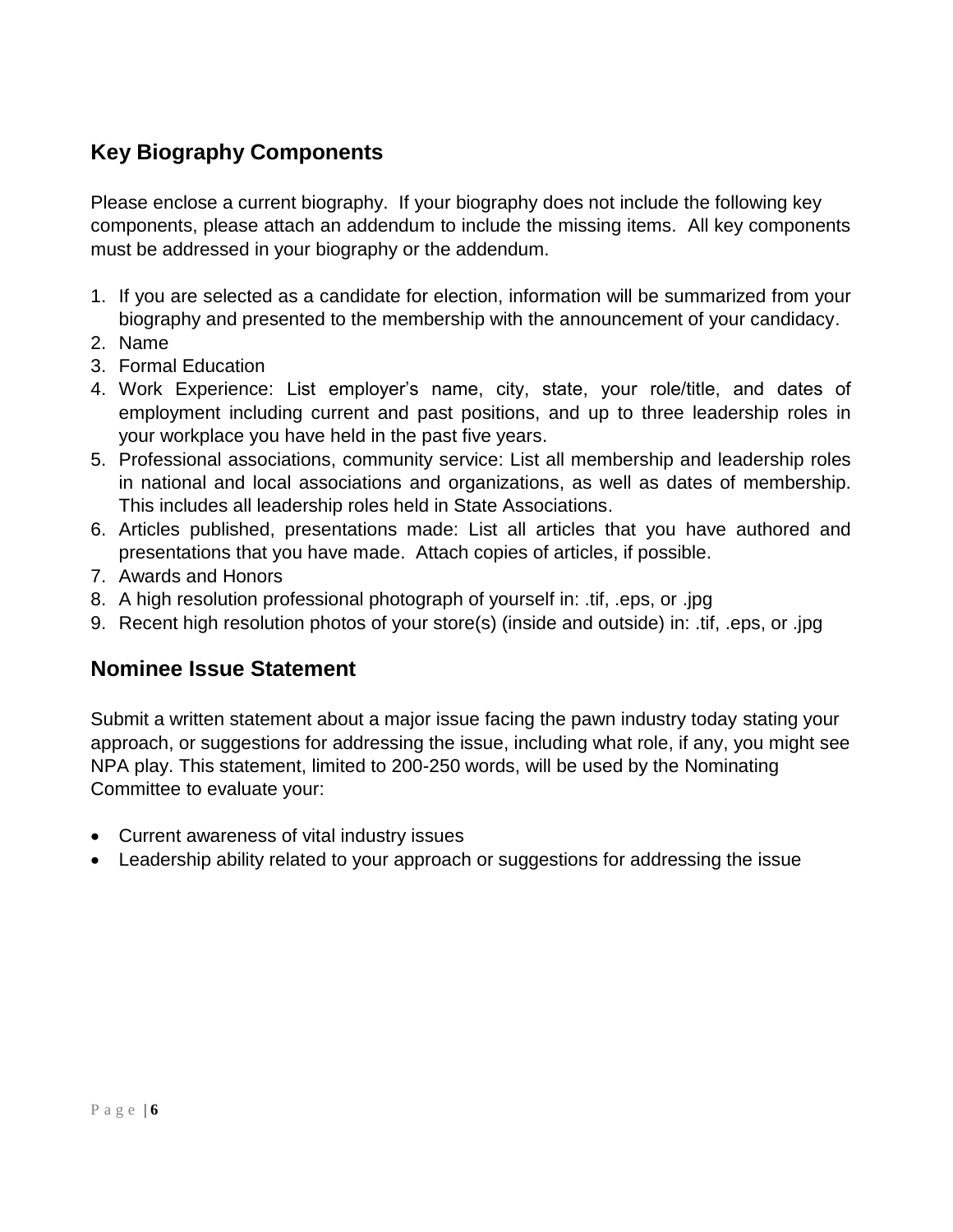## Key Biography Components

Please enclose a current biography. If your biography does not include the following key components, please attach an addendum to include the missing items. All key components must be addressed in your biography or the addendum.

1. If you are selected as a candidate for election, information will be summarized from your biography and presented to the membership with the announcement of your candidacy.
2. Name
3. Formal Education
4. Work Experience: List employer's name, city, state, your role/title, and dates of employment including current and past positions, and up to three leadership roles in your workplace you have held in the past five years.
5. Professional associations, community service: List all membership and leadership roles in national and local associations and organizations, as well as dates of membership. This includes all leadership roles held in State Associations.
6. Articles published, presentations made: List all articles that you have authored and presentations that you have made. Attach copies of articles, if possible.
7. Awards and Honors
8. A high resolution professional photograph of yourself in: .tif, .eps, or .jpg
9. Recent high resolution photos of your store(s) (inside and outside) in: .tif, .eps, or .jpg

## Nominee Issue Statement

Submit a written statement about a major issue facing the pawn industry today stating your approach, or suggestions for addressing the issue, including what role, if any, you might see NPA play. This statement, limited to 200-250 words, will be used by the Nominating Committee to evaluate your:

- Current awareness of vital industry issues
- Leadership ability related to your approach or suggestions for addressing the issue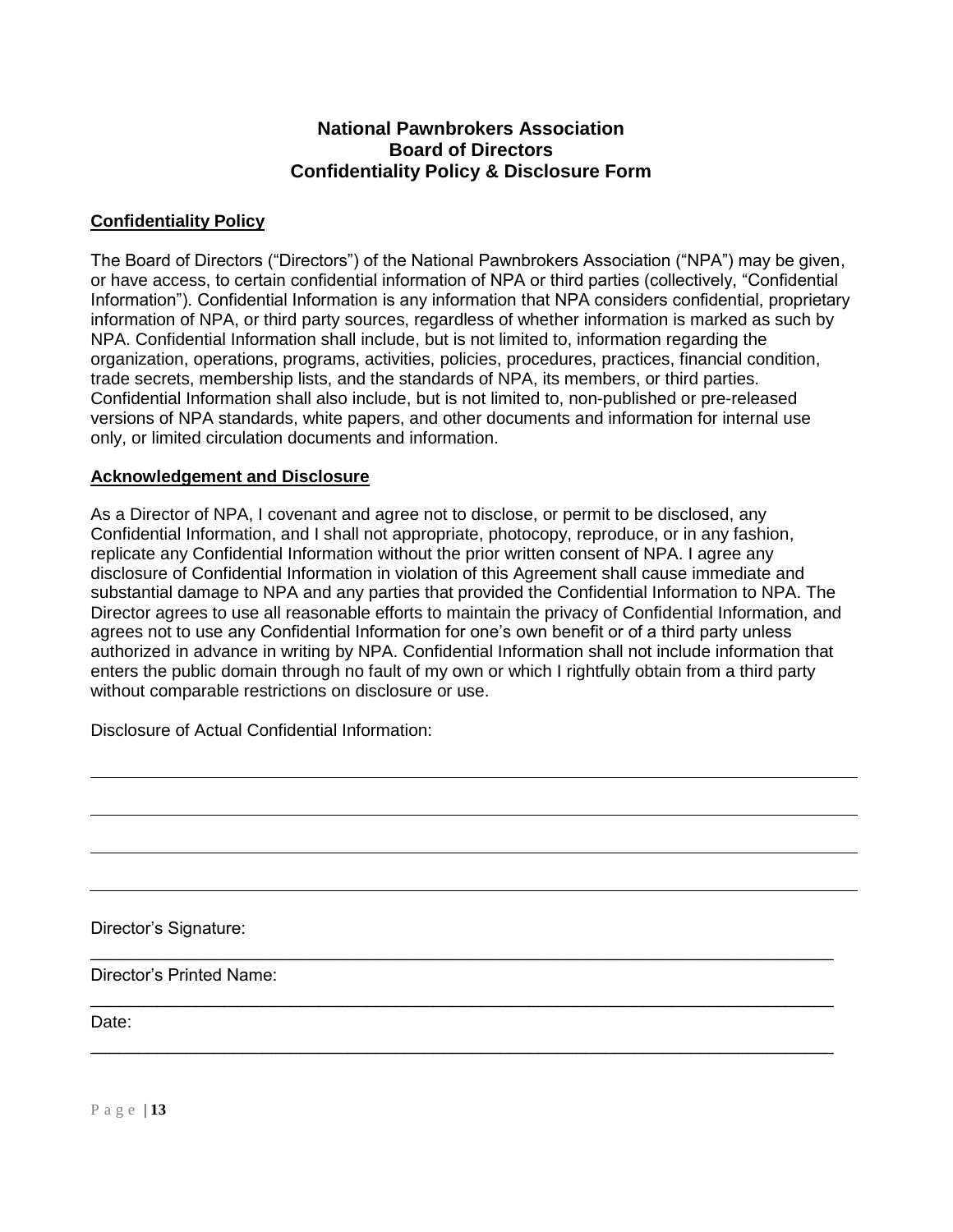# National Pawnbrokers Association
## Board of Directors
## Confidentiality Policy & Disclosure Form

**Confidentiality Policy**

The Board of Directors (“Directors”) of the National Pawnbrokers Association (“NPA”) may be given, or have access, to certain confidential information of NPA or third parties (collectively, “Confidential Information”). Confidential Information is any information that NPA considers confidential, proprietary information of NPA, or third party sources, regardless of whether information is marked as such by NPA. Confidential Information shall include, but is not limited to, information regarding the organization, operations, programs, activities, policies, procedures, practices, financial condition, trade secrets, membership lists, and the standards of NPA, its members, or third parties. Confidential Information shall also include, but is not limited to, non-published or pre-released versions of NPA standards, white papers, and other documents and information for internal use only, or limited circulation documents and information.

**Acknowledgement and Disclosure**

As a Director of NPA, I covenant and agree not to disclose, or permit to be disclosed, any Confidential Information, and I shall not appropriate, photocopy, reproduce, or in any fashion, replicate any Confidential Information without the prior written consent of NPA. I agree any disclosure of Confidential Information in violation of this Agreement shall cause immediate and substantial damage to NPA and any parties that provided the Confidential Information to NPA. The Director agrees to use all reasonable efforts to maintain the privacy of Confidential Information, and agrees not to use any Confidential Information for one’s own benefit or of a third party unless authorized in advance in writing by NPA. Confidential Information shall not include information that enters the public domain through no fault of my own or which I rightfully obtain from a third party without comparable restrictions on disclosure or use.

Disclosure of Actual Confidential Information:

______________________________________________________________________________

______________________________________________________________________________

______________________________________________________________________________

______________________________________________________________________________

Director’s Signature:

______________________________________________________________________________

Director’s Printed Name:

______________________________________________________________________________

Date:

______________________________________________________________________________